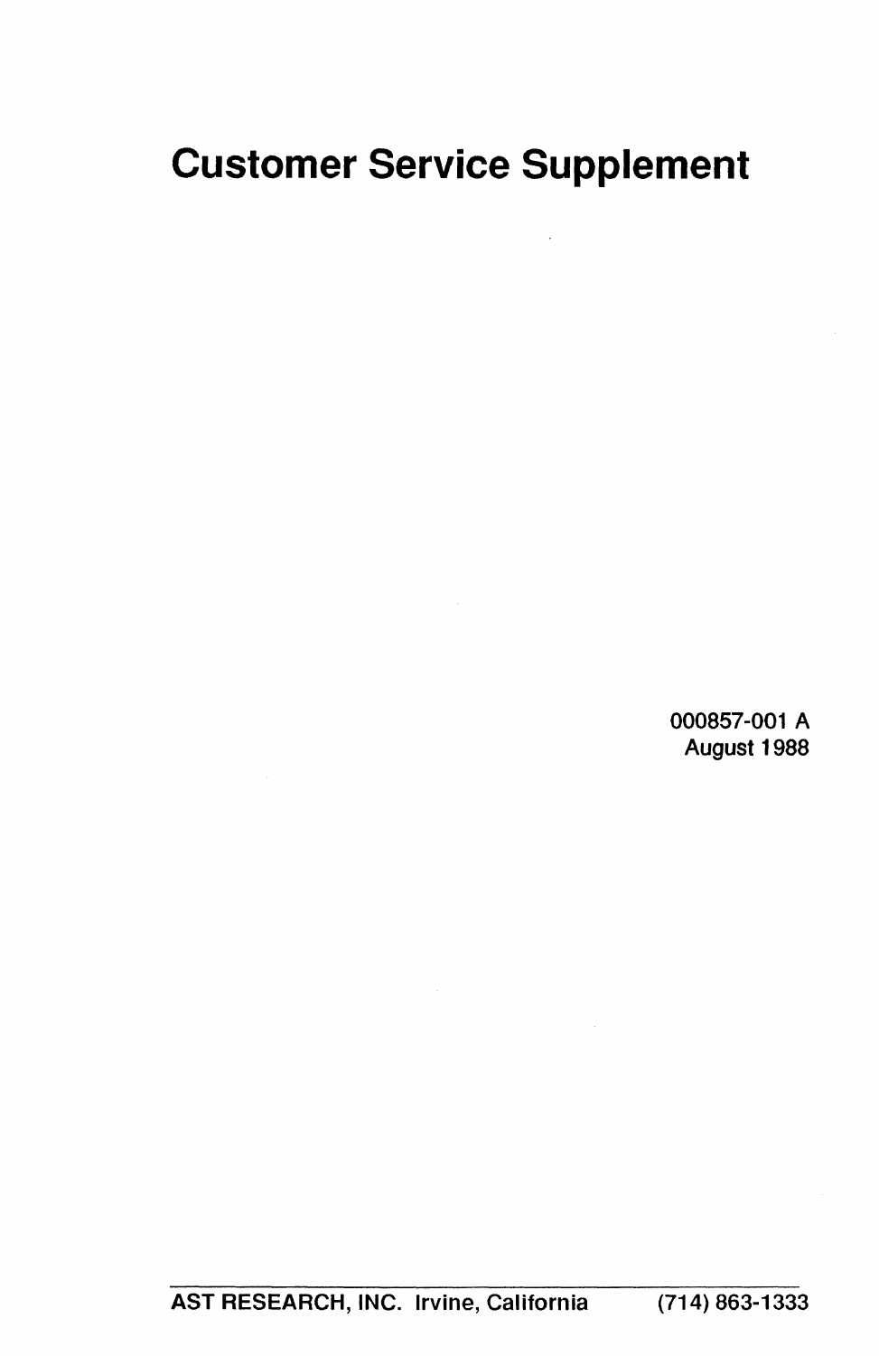# Customer Service Supplement

000857-001 A
August 1988

**AST RESEARCH, INC.** Irvine, California (714) 863-1333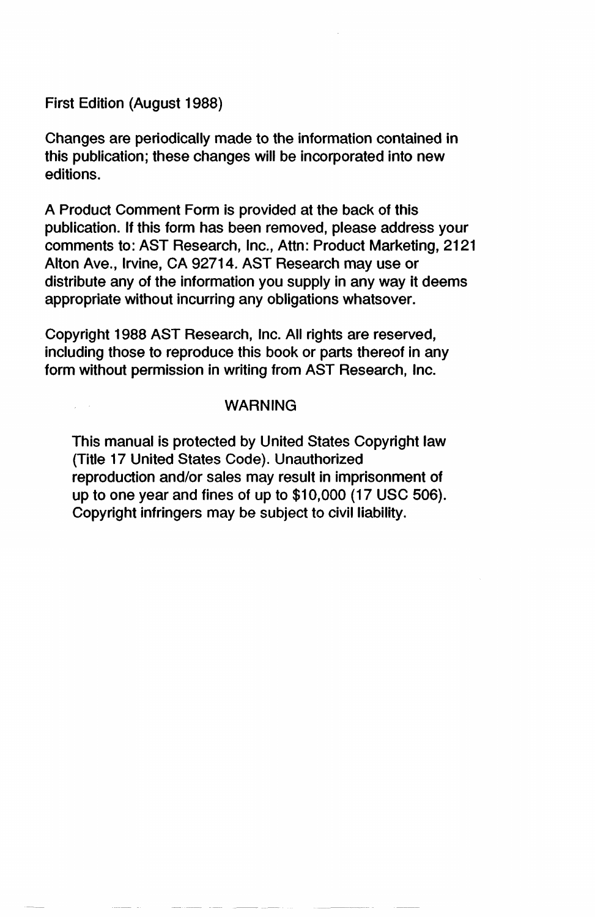First Edition (August 1988)

Changes are periodically made to the information contained in this publication; these changes will be incorporated into new editions.

A Product Comment Form is provided at the back of this publication. If this form has been removed, please address your comments to: AST Research, Inc., Attn: Product Marketing, 2121 Alton Ave., Irvine, CA 92714. AST Research may use or distribute any of the information you supply in any way it deems appropriate without incurring any obligations whatsover.

Copyright 1988 AST Research, Inc. All rights are reserved, including those to reproduce this book or parts thereof in any form without permission in writing from AST Research, Inc.

WARNING

This manual is protected by United States Copyright law (Title 17 United States Code). Unauthorized reproduction and/or sales may result in imprisonment of up to one year and fines of up to $10,000 (17 USC 506). Copyright infringers may be subject to civil liability.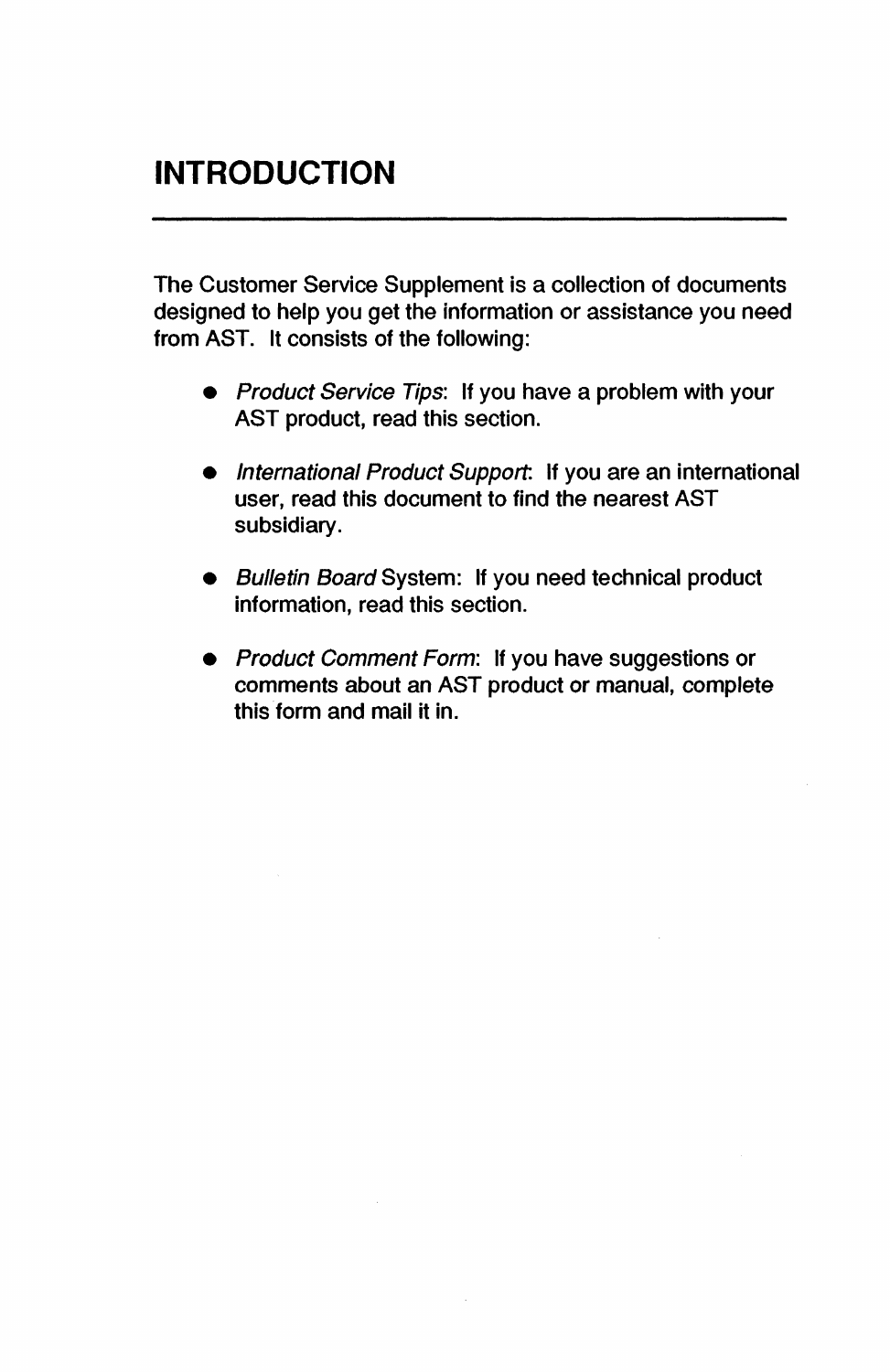# INTRODUCTION

The Customer Service Supplement is a collection of documents designed to help you get the information or assistance you need from AST. It consists of the following:

- *Product Service Tips*: If you have a problem with your AST product, read this section.
- *International Product Support*: If you are an international user, read this document to find the nearest AST subsidiary.
- *Bulletin Board* System: If you need technical product information, read this section.
- *Product Comment Form*: If you have suggestions or comments about an AST product or manual, complete this form and mail it in.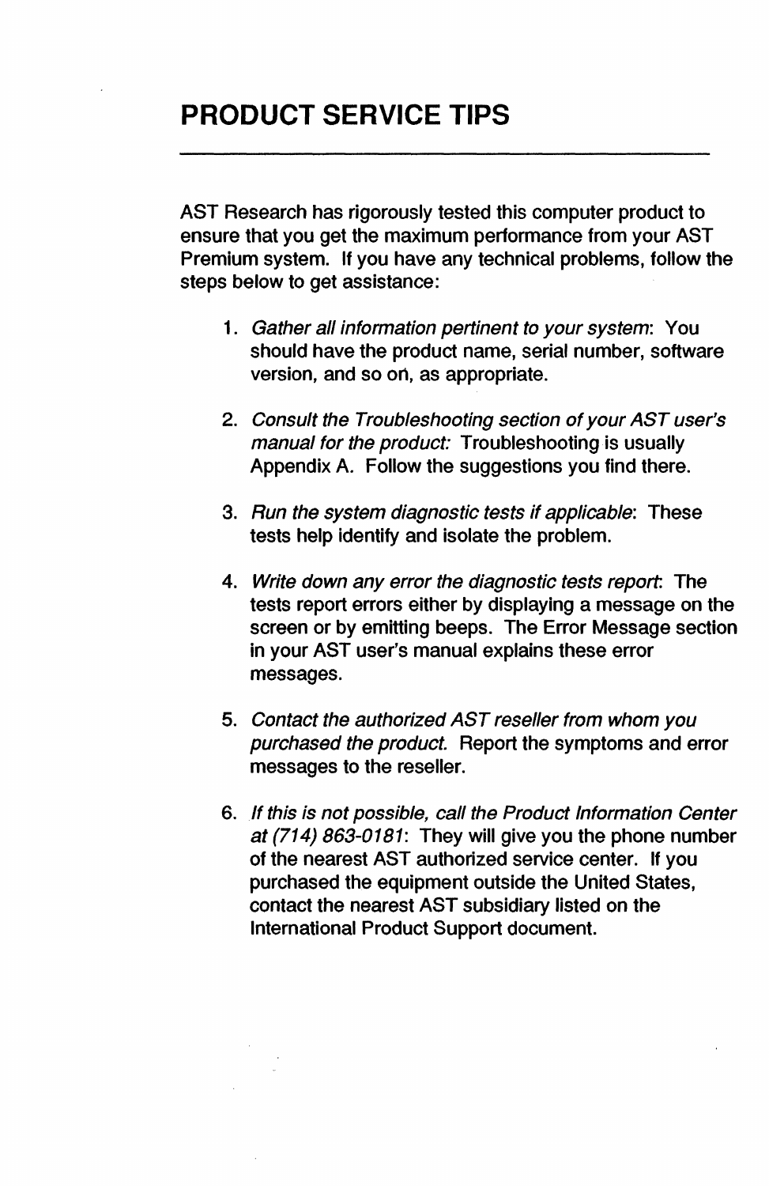# PRODUCT SERVICE TIPS

AST Research has rigorously tested this computer product to ensure that you get the maximum performance from your AST Premium system. If you have any technical problems, follow the steps below to get assistance:

1. *Gather all information pertinent to your system*: You should have the product name, serial number, software version, and so on, as appropriate.

2. *Consult the Troubleshooting section of your AST user's manual for the product:* Troubleshooting is usually Appendix A. Follow the suggestions you find there.

3. *Run the system diagnostic tests if applicable*: These tests help identify and isolate the problem.

4. *Write down any error the diagnostic tests report*: The tests report errors either by displaying a message on the screen or by emitting beeps. The Error Message section in your AST user's manual explains these error messages.

5. *Contact the authorized AST reseller from whom you purchased the product.* Report the symptoms and error messages to the reseller.

6. *If this is not possible, call the Product Information Center at (714) 863-0181*: They will give you the phone number of the nearest AST authorized service center. If you purchased the equipment outside the United States, contact the nearest AST subsidiary listed on the International Product Support document.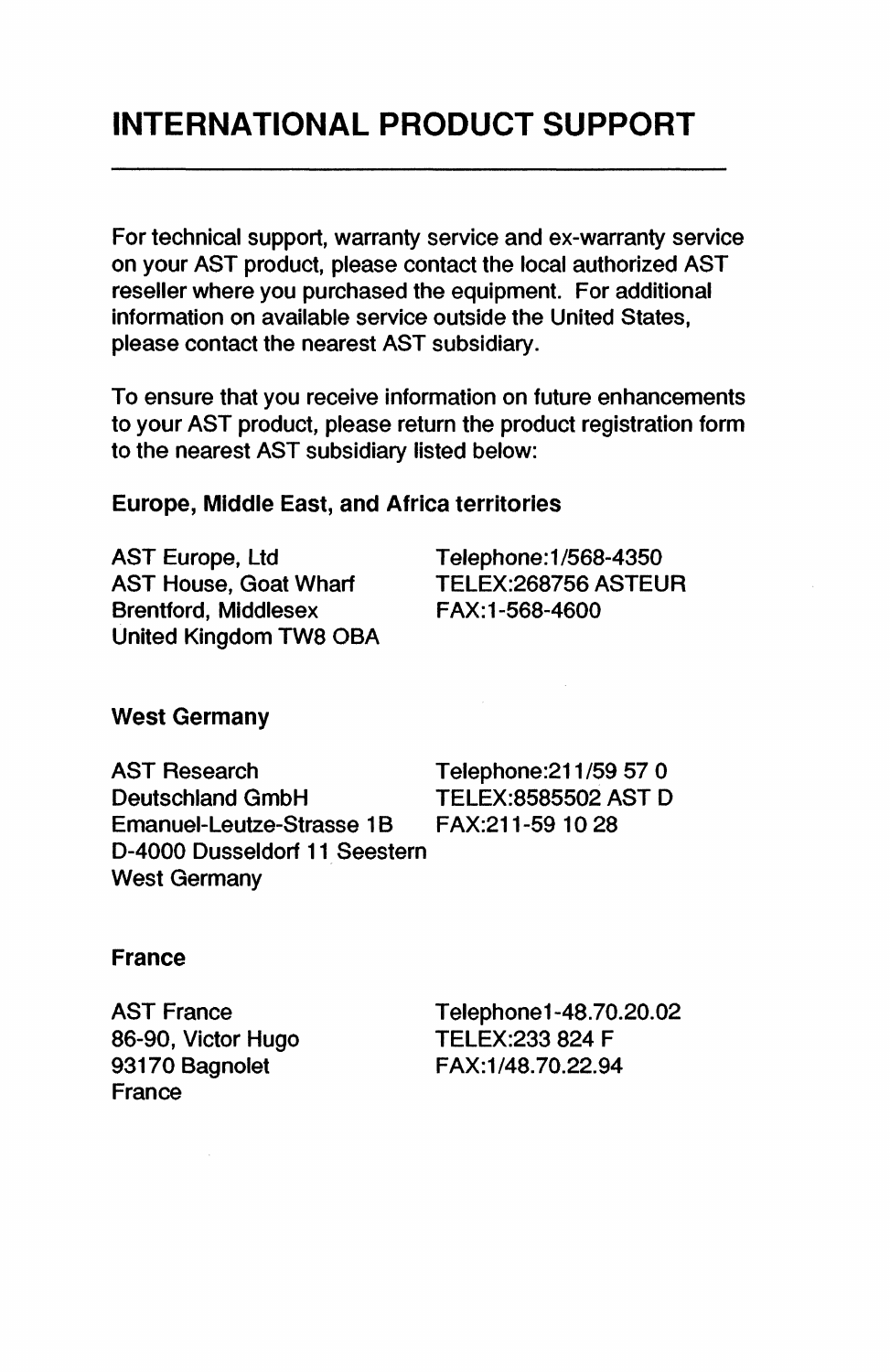# INTERNATIONAL PRODUCT SUPPORT

For technical support, warranty service and ex-warranty service on your AST product, please contact the local authorized AST reseller where you purchased the equipment. For additional information on available service outside the United States, please contact the nearest AST subsidiary.

To ensure that you receive information on future enhancements to your AST product, please return the product registration form to the nearest AST subsidiary listed below:

**Europe, Middle East, and Africa territories**

AST Europe, Ltd
AST House, Goat Wharf
Brentford, Middlesex
United Kingdom TW8 OBA

Telephone:1/568-4350
TELEX:268756 ASTEUR
FAX:1-568-4600

**West Germany**

AST Research
Deutschland GmbH
Emanuel-Leutze-Strasse 1B
D-4000 Dusseldorf 11 Seestern
West Germany

Telephone:211/59 57 0
TELEX:8585502 AST D
FAX:211-59 10 28

**France**

AST France
86-90, Victor Hugo
93170 Bagnolet
France

Telephone1-48.70.20.02
TELEX:233 824 F
FAX:1/48.70.22.94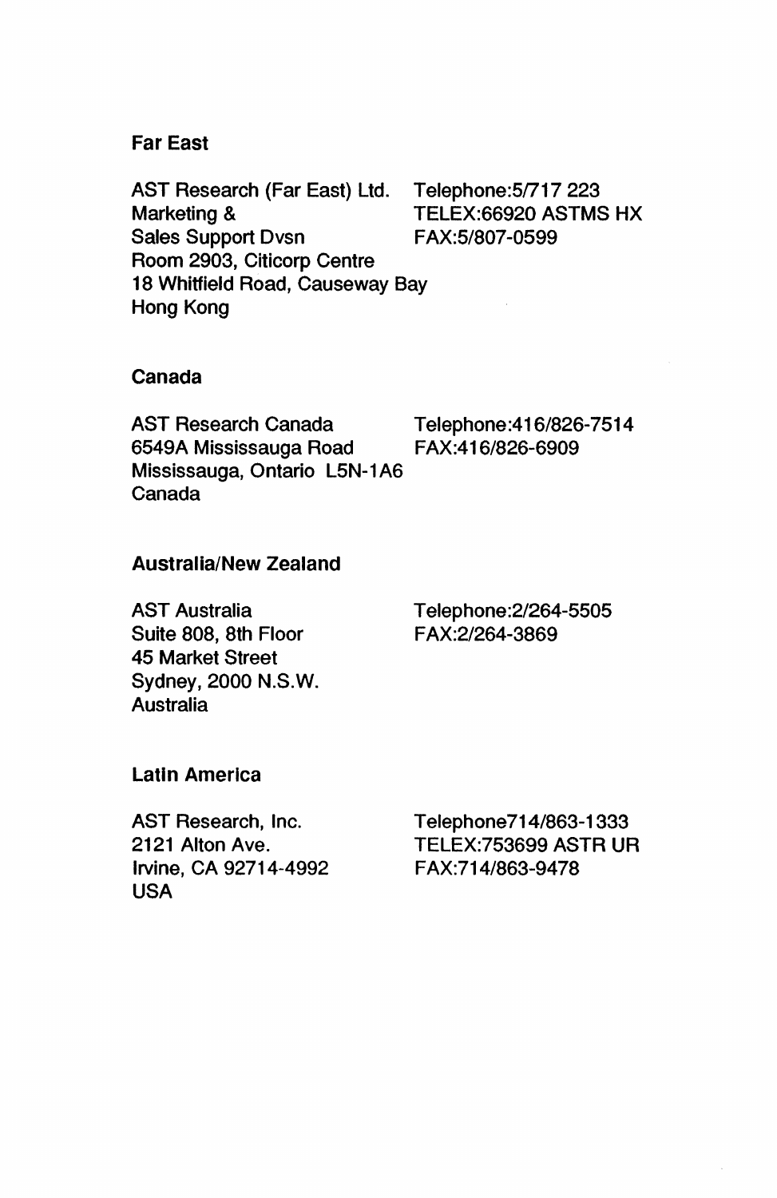**Far East**

AST Research (Far East) Ltd.
Marketing &
Sales Support Dvsn
Room 2903, Citicorp Centre
18 Whitfield Road, Causeway Bay
Hong Kong

Telephone:5/717 223
TELEX:66920 ASTMS HX
FAX:5/807-0599

**Canada**

AST Research Canada
6549A Mississauga Road
Mississauga, Ontario L5N-1A6
Canada

Telephone:416/826-7514
FAX:416/826-6909

**Australia/New Zealand**

AST Australia
Suite 808, 8th Floor
45 Market Street
Sydney, 2000 N.S.W.
Australia

Telephone:2/264-5505
FAX:2/264-3869

**Latin America**

AST Research, Inc.
2121 Alton Ave.
Irvine, CA 92714-4992
USA

Telephone714/863-1333
TELEX:753699 ASTR UR
FAX:714/863-9478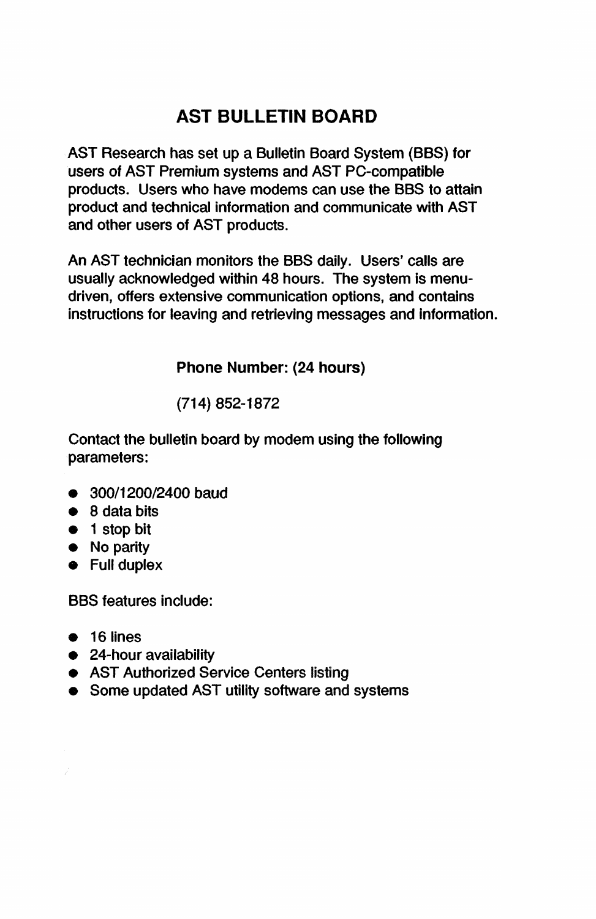# AST BULLETIN BOARD

AST Research has set up a Bulletin Board System (BBS) for users of AST Premium systems and AST PC-compatible products. Users who have modems can use the BBS to attain product and technical information and communicate with AST and other users of AST products.

An AST technician monitors the BBS daily. Users' calls are usually acknowledged within 48 hours. The system is menu-driven, offers extensive communication options, and contains instructions for leaving and retrieving messages and information.

**Phone Number: (24 hours)**

(714) 852-1872

Contact the bulletin board by modem using the following parameters:

- 300/1200/2400 baud
- 8 data bits
- 1 stop bit
- No parity
- Full duplex

BBS features include:

- 16 lines
- 24-hour availability
- AST Authorized Service Centers listing
- Some updated AST utility software and systems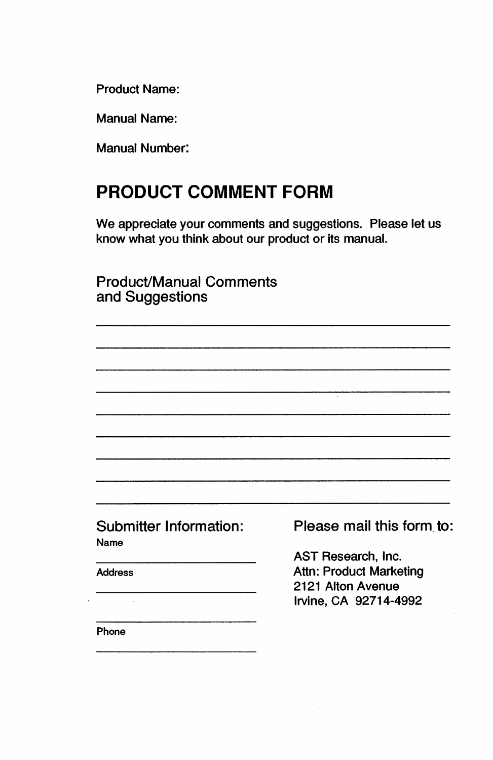Product Name:

Manual Name:

Manual Number:

# PRODUCT COMMENT FORM

We appreciate your comments and suggestions. Please let us know what you think about our product or its manual.

## Product/Manual Comments and Suggestions

______________________________________________

______________________________________________

______________________________________________

______________________________________________

______________________________________________

______________________________________________

______________________________________________

______________________________________________

______________________________________________

## Submitter Information:

Name

________________________

Address

________________________

________________________

Phone

________________________

## Please mail this form to:

AST Research, Inc.
Attn: Product Marketing
2121 Alton Avenue
Irvine, CA 92714-4992